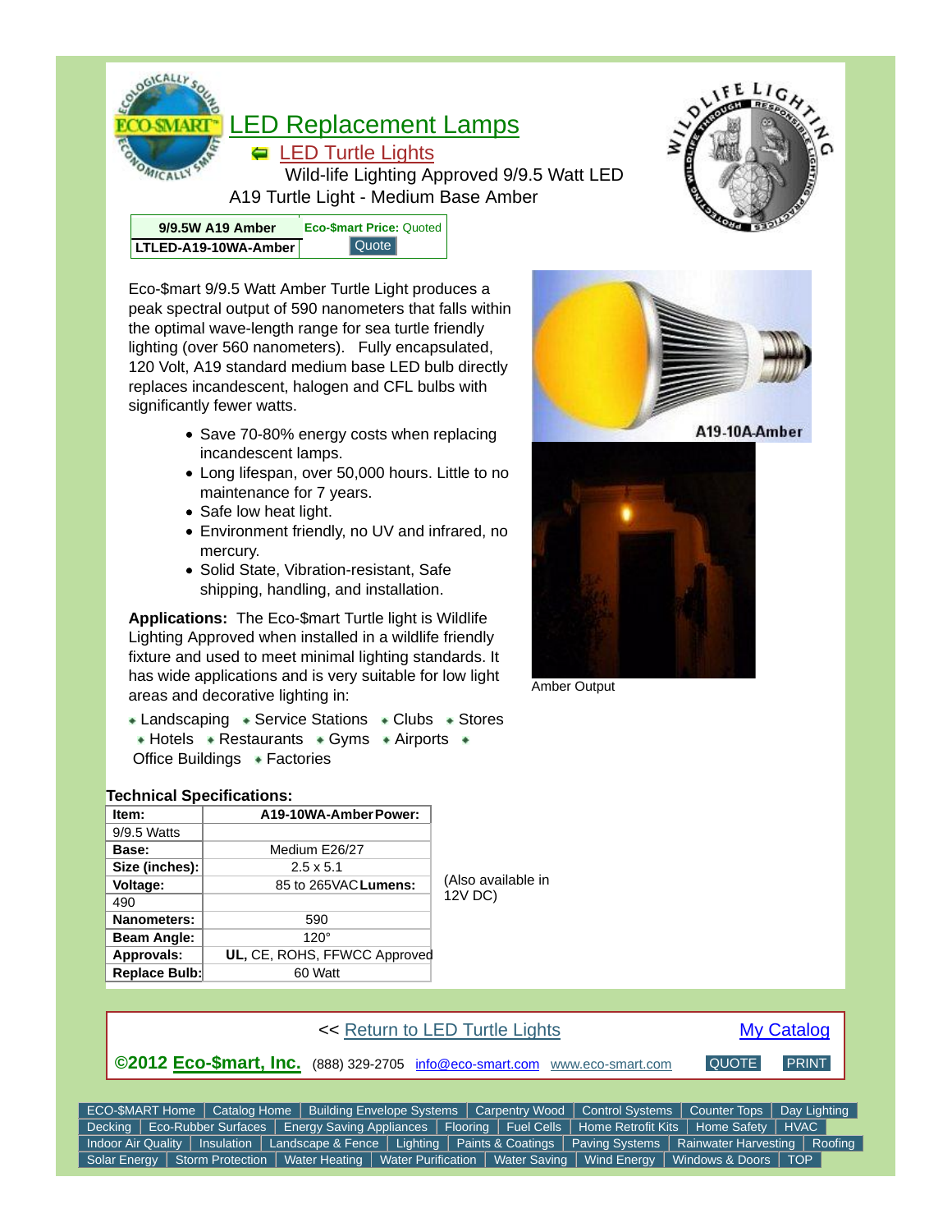# LED Replacement Lamps

## LED Turtle Lights

Wild-life Lighting Approved 9/9.5 Watt LED A19 Turtle Light - Medium Base Amber

| 9/9.5W A19 Amber | Eco-$mart Price: Quoted |
|---|---|
| LTLED-A19-10WA-Amber | Quote |

Eco-$mart 9/9.5 Watt Amber Turtle Light produces a peak spectral output of 590 nanometers that falls within the optimal wave-length range for sea turtle friendly lighting (over 560 nanometers). Fully encapsulated, 120 Volt, A19 standard medium base LED bulb directly replaces incandescent, halogen and CFL bulbs with significantly fewer watts.

- Save 70-80% energy costs when replacing incandescent lamps.
- Long lifespan, over 50,000 hours. Little to no maintenance for 7 years.
- Safe low heat light.
- Environment friendly, no UV and infrared, no mercury.
- Solid State, Vibration-resistant, Safe shipping, handling, and installation.

A19-10A-Amber

Amber Output

**Applications:** The Eco-$mart Turtle light is Wildlife Lighting Approved when installed in a wildlife friendly fixture and used to meet minimal lighting standards. It has wide applications and is very suitable for low light areas and decorative lighting in:

- Landscaping
- Service Stations
- Clubs
- Stores
- Hotels
- Restaurants
- Gyms
- Airports
- Office Buildings
- Factories

**Technical Specifications:**

| Item: | A19-10WA-Amber |
|---|---|
| Power: | 9/9.5 Watts |
| Base: | Medium E26/27 |
| Size (inches): | 2.5 x 5.1 |
| Voltage: | 85 to 265VAC |
| Lumens: | 490 |
| Nanometers: | 590 |
| Beam Angle: | 120° |
| Approvals: | UL, CE, ROHS, FFWCC Approved |
| Replace Bulb: | 60 Watt |

(Also available in 12V DC)

<< Return to LED Turtle Lights | My Catalog

©2012 Eco-$mart, Inc. (888) 329-2705 info@eco-smart.com www.eco-smart.com QUOTE PRINT

ECO-$MART Home | Catalog Home | Building Envelope Systems | Carpentry Wood | Control Systems | Counter Tops | Day Lighting | Decking | Eco-Rubber Surfaces | Energy Saving Appliances | Flooring | Fuel Cells | Home Retrofit Kits | Home Safety | HVAC | Indoor Air Quality | Insulation | Landscape & Fence | Lighting | Paints & Coatings | Paving Systems | Rainwater Harvesting | Roofing | Solar Energy | Storm Protection | Water Heating | Water Purification | Water Saving | Wind Energy | Windows & Doors | TOP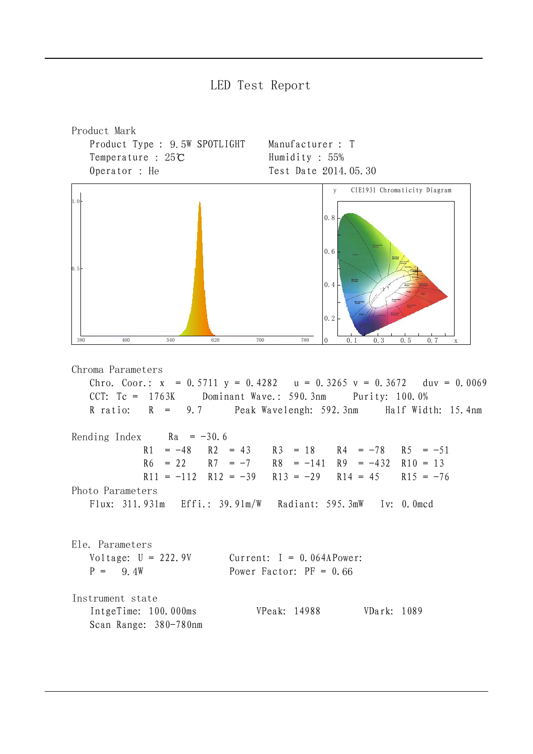# LED Test Report

## Product Mark

Product Type : 9.5W SPOTLIGHT　　Manufacturer : T
Temperature : 25℃　　Humidity : 55%
Operator : He　　Test Date 2014.05.30

1.0
0.5
380
460
540
620
700
780

y　CIE1931 Chromaticity Diagram
0.8
0.6
0.4
0.2
0
0.1
0.3
0.5
0.7
x

## Chroma Parameters

Chro. Coor.: x = 0.5711 y = 0.4282　u = 0.3265 v = 0.3672　duv = 0.0069
CCT: Tc = 1763K　Dominant Wave.: 590.3nm　Purity: 100.0%
R ratio: R = 9.7　Peak Wavelengh: 592.3nm　Half Width: 15.4nm

## Rending Index

Ra = -30.6

| | | | | |
|---|---|---|---|---|
| R1 = -48 | R2 = 43 | R3 = 18 | R4 = -78 | R5 = -51 |
| R6 = 22 | R7 = -7 | R8 = -141 | R9 = -432 | R10 = 13 |
| R11 = -112 | R12 = -39 | R13 = -29 | R14 = 45 | R15 = -76 |

## Photo Parameters

Flux: 311.931m　Effi.: 39.91m/W　Radiant: 595.3mW　Iv: 0.0mcd

## Ele. Parameters

Voltage: U = 222.9V　Current: I = 0.064APower:
P = 9.4W　Power Factor: PF = 0.66

## Instrument state

IntgeTime: 100.000ms　VPeak: 14988　VDark: 1089
Scan Range: 380-780nm